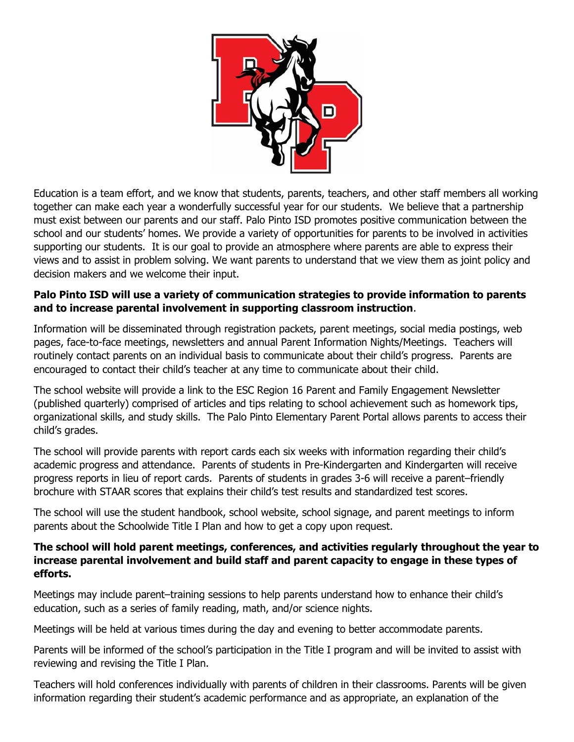Education is a team effort, and we know that students, parents, teachers, and other staff members all working together can make each year a wonderfully successful year for our students. We believe that a partnership must exist between our parents and our staff. Palo Pinto ISD promotes positive communication between the school and our students' homes. We provide a variety of opportunities for parents to be involved in activities supporting our students. It is our goal to provide an atmosphere where parents are able to express their views and to assist in problem solving. We want parents to understand that we view them as joint policy and decision makers and we welcome their input.

**Palo Pinto ISD will use a variety of communication strategies to provide information to parents and to increase parental involvement in supporting classroom instruction**.

Information will be disseminated through registration packets, parent meetings, social media postings, web pages, face-to-face meetings, newsletters and annual Parent Information Nights/Meetings. Teachers will routinely contact parents on an individual basis to communicate about their child's progress. Parents are encouraged to contact their child's teacher at any time to communicate about their child.

The school website will provide a link to the ESC Region 16 Parent and Family Engagement Newsletter (published quarterly) comprised of articles and tips relating to school achievement such as homework tips, organizational skills, and study skills. The Palo Pinto Elementary Parent Portal allows parents to access their child's grades.

The school will provide parents with report cards each six weeks with information regarding their child's academic progress and attendance. Parents of students in Pre-Kindergarten and Kindergarten will receive progress reports in lieu of report cards. Parents of students in grades 3-6 will receive a parent–friendly brochure with STAAR scores that explains their child's test results and standardized test scores.

The school will use the student handbook, school website, school signage, and parent meetings to inform parents about the Schoolwide Title I Plan and how to get a copy upon request.

**The school will hold parent meetings, conferences, and activities regularly throughout the year to increase parental involvement and build staff and parent capacity to engage in these types of efforts.**

Meetings may include parent–training sessions to help parents understand how to enhance their child's education, such as a series of family reading, math, and/or science nights.

Meetings will be held at various times during the day and evening to better accommodate parents.

Parents will be informed of the school's participation in the Title I program and will be invited to assist with reviewing and revising the Title I Plan.

Teachers will hold conferences individually with parents of children in their classrooms. Parents will be given information regarding their student's academic performance and as appropriate, an explanation of the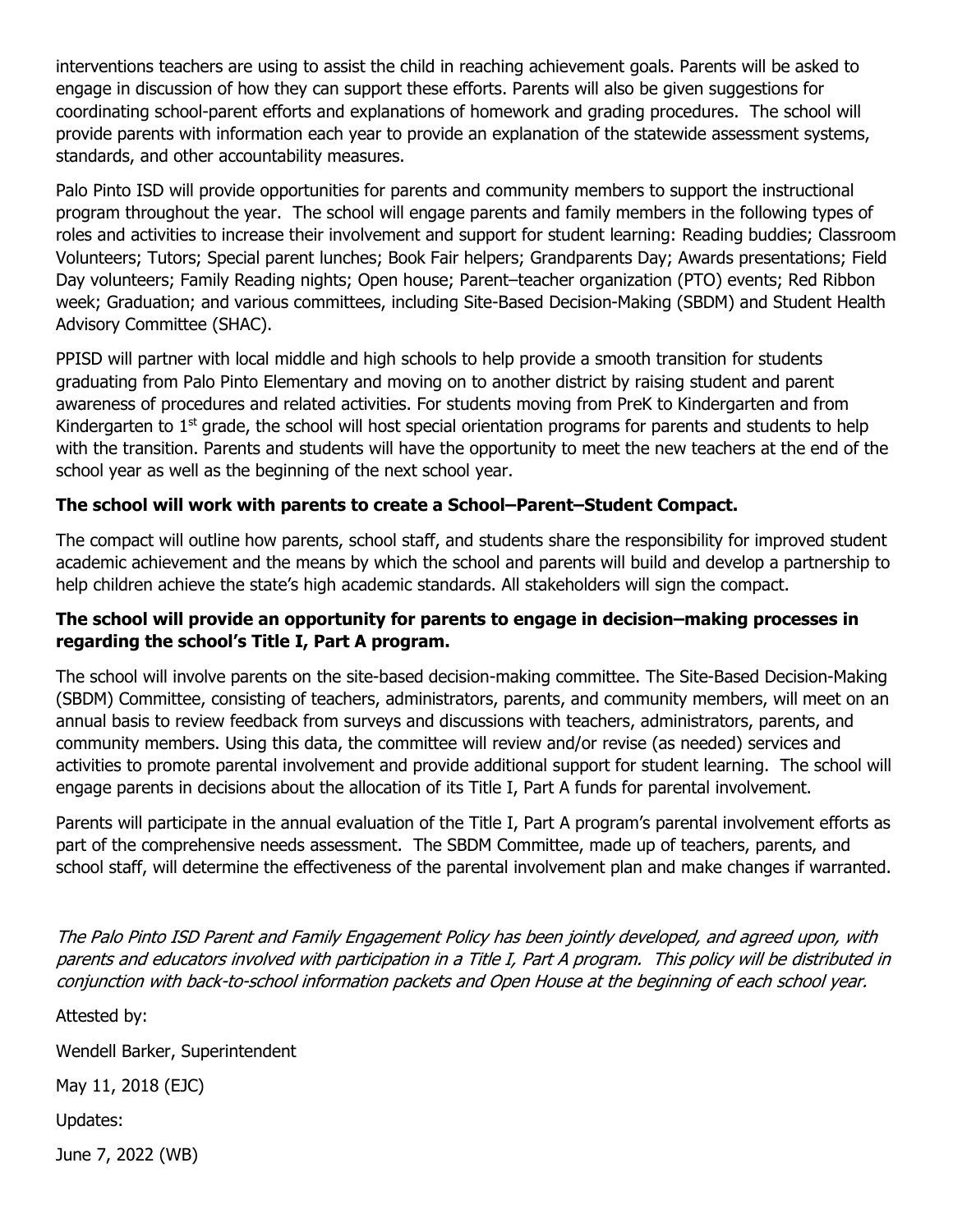interventions teachers are using to assist the child in reaching achievement goals. Parents will be asked to engage in discussion of how they can support these efforts. Parents will also be given suggestions for coordinating school-parent efforts and explanations of homework and grading procedures. The school will provide parents with information each year to provide an explanation of the statewide assessment systems, standards, and other accountability measures.

Palo Pinto ISD will provide opportunities for parents and community members to support the instructional program throughout the year. The school will engage parents and family members in the following types of roles and activities to increase their involvement and support for student learning: Reading buddies; Classroom Volunteers; Tutors; Special parent lunches; Book Fair helpers; Grandparents Day; Awards presentations; Field Day volunteers; Family Reading nights; Open house; Parent–teacher organization (PTO) events; Red Ribbon week; Graduation; and various committees, including Site-Based Decision-Making (SBDM) and Student Health Advisory Committee (SHAC).

PPISD will partner with local middle and high schools to help provide a smooth transition for students graduating from Palo Pinto Elementary and moving on to another district by raising student and parent awareness of procedures and related activities. For students moving from PreK to Kindergarten and from Kindergarten to 1st grade, the school will host special orientation programs for parents and students to help with the transition. Parents and students will have the opportunity to meet the new teachers at the end of the school year as well as the beginning of the next school year.

**The school will work with parents to create a School–Parent–Student Compact.**

The compact will outline how parents, school staff, and students share the responsibility for improved student academic achievement and the means by which the school and parents will build and develop a partnership to help children achieve the state's high academic standards. All stakeholders will sign the compact.

**The school will provide an opportunity for parents to engage in decision–making processes in regarding the school's Title I, Part A program.**

The school will involve parents on the site-based decision-making committee. The Site-Based Decision-Making (SBDM) Committee, consisting of teachers, administrators, parents, and community members, will meet on an annual basis to review feedback from surveys and discussions with teachers, administrators, parents, and community members. Using this data, the committee will review and/or revise (as needed) services and activities to promote parental involvement and provide additional support for student learning. The school will engage parents in decisions about the allocation of its Title I, Part A funds for parental involvement.

Parents will participate in the annual evaluation of the Title I, Part A program's parental involvement efforts as part of the comprehensive needs assessment. The SBDM Committee, made up of teachers, parents, and school staff, will determine the effectiveness of the parental involvement plan and make changes if warranted.

*The Palo Pinto ISD Parent and Family Engagement Policy has been jointly developed, and agreed upon, with parents and educators involved with participation in a Title I, Part A program. This policy will be distributed in conjunction with back-to-school information packets and Open House at the beginning of each school year.*

Attested by:

Wendell Barker, Superintendent

May 11, 2018 (EJC)

Updates:

June 7, 2022 (WB)